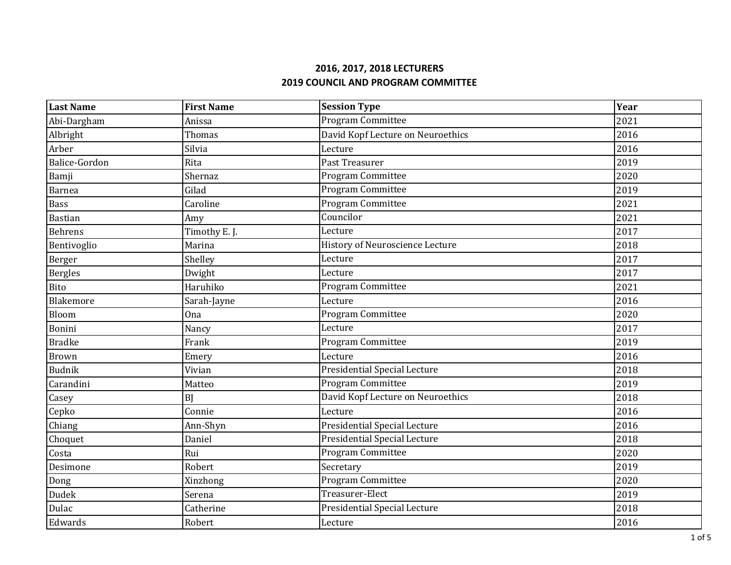## 2016, 2017, 2018 LECTURERS
## 2019 COUNCIL AND PROGRAM COMMITTEE

| Last Name | First Name | Session Type | Year |
|---|---|---|---|
| Abi-Dargham | Anissa | Program Committee | 2021 |
| Albright | Thomas | David Kopf Lecture on Neuroethics | 2016 |
| Arber | Silvia | Lecture | 2016 |
| Balice-Gordon | Rita | Past Treasurer | 2019 |
| Bamji | Shernaz | Program Committee | 2020 |
| Barnea | Gilad | Program Committee | 2019 |
| Bass | Caroline | Program Committee | 2021 |
| Bastian | Amy | Councilor | 2021 |
| Behrens | Timothy E. J. | Lecture | 2017 |
| Bentivoglio | Marina | History of Neuroscience Lecture | 2018 |
| Berger | Shelley | Lecture | 2017 |
| Bergles | Dwight | Lecture | 2017 |
| Bito | Haruhiko | Program Committee | 2021 |
| Blakemore | Sarah-Jayne | Lecture | 2016 |
| Bloom | Ona | Program Committee | 2020 |
| Bonini | Nancy | Lecture | 2017 |
| Bradke | Frank | Program Committee | 2019 |
| Brown | Emery | Lecture | 2016 |
| Budnik | Vivian | Presidential Special Lecture | 2018 |
| Carandini | Matteo | Program Committee | 2019 |
| Casey | BJ | David Kopf Lecture on Neuroethics | 2018 |
| Cepko | Connie | Lecture | 2016 |
| Chiang | Ann-Shyn | Presidential Special Lecture | 2016 |
| Choquet | Daniel | Presidential Special Lecture | 2018 |
| Costa | Rui | Program Committee | 2020 |
| Desimone | Robert | Secretary | 2019 |
| Dong | Xinzhong | Program Committee | 2020 |
| Dudek | Serena | Treasurer-Elect | 2019 |
| Dulac | Catherine | Presidential Special Lecture | 2018 |
| Edwards | Robert | Lecture | 2016 |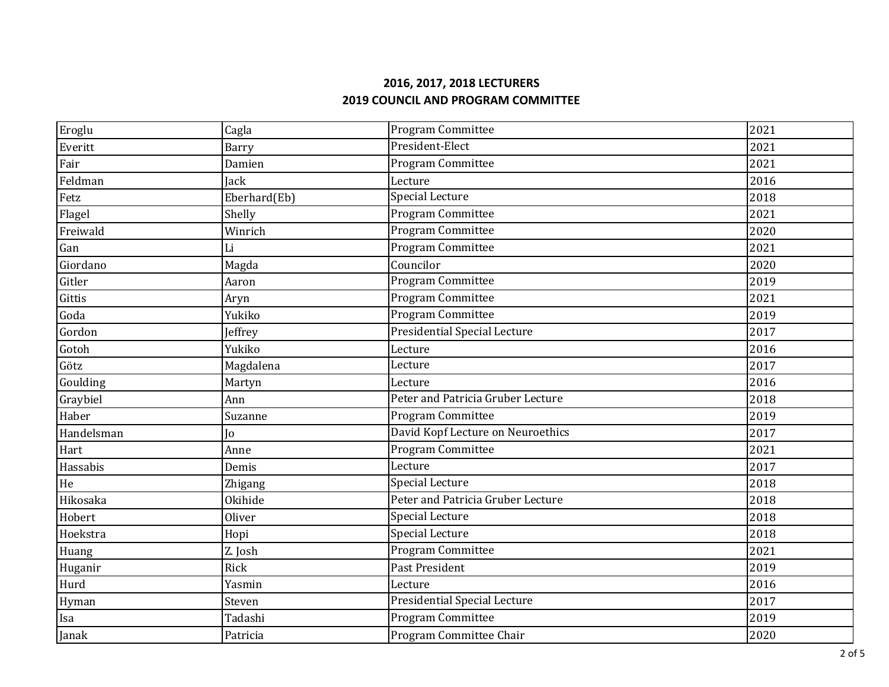**2016, 2017, 2018 LECTURERS**
**2019 COUNCIL AND PROGRAM COMMITTEE**

| | | | |
|---|---|---|---|
| Eroglu | Cagla | Program Committee | 2021 |
| Everitt | Barry | President-Elect | 2021 |
| Fair | Damien | Program Committee | 2021 |
| Feldman | Jack | Lecture | 2016 |
| Fetz | Eberhard(Eb) | Special Lecture | 2018 |
| Flagel | Shelly | Program Committee | 2021 |
| Freiwald | Winrich | Program Committee | 2020 |
| Gan | Li | Program Committee | 2021 |
| Giordano | Magda | Councilor | 2020 |
| Gitler | Aaron | Program Committee | 2019 |
| Gittis | Aryn | Program Committee | 2021 |
| Goda | Yukiko | Program Committee | 2019 |
| Gordon | Jeffrey | Presidential Special Lecture | 2017 |
| Gotoh | Yukiko | Lecture | 2016 |
| Götz | Magdalena | Lecture | 2017 |
| Goulding | Martyn | Lecture | 2016 |
| Graybiel | Ann | Peter and Patricia Gruber Lecture | 2018 |
| Haber | Suzanne | Program Committee | 2019 |
| Handelsman | Jo | David Kopf Lecture on Neuroethics | 2017 |
| Hart | Anne | Program Committee | 2021 |
| Hassabis | Demis | Lecture | 2017 |
| He | Zhigang | Special Lecture | 2018 |
| Hikosaka | Okihide | Peter and Patricia Gruber Lecture | 2018 |
| Hobert | Oliver | Special Lecture | 2018 |
| Hoekstra | Hopi | Special Lecture | 2018 |
| Huang | Z. Josh | Program Committee | 2021 |
| Huganir | Rick | Past President | 2019 |
| Hurd | Yasmin | Lecture | 2016 |
| Hyman | Steven | Presidential Special Lecture | 2017 |
| Isa | Tadashi | Program Committee | 2019 |
| Janak | Patricia | Program Committee Chair | 2020 |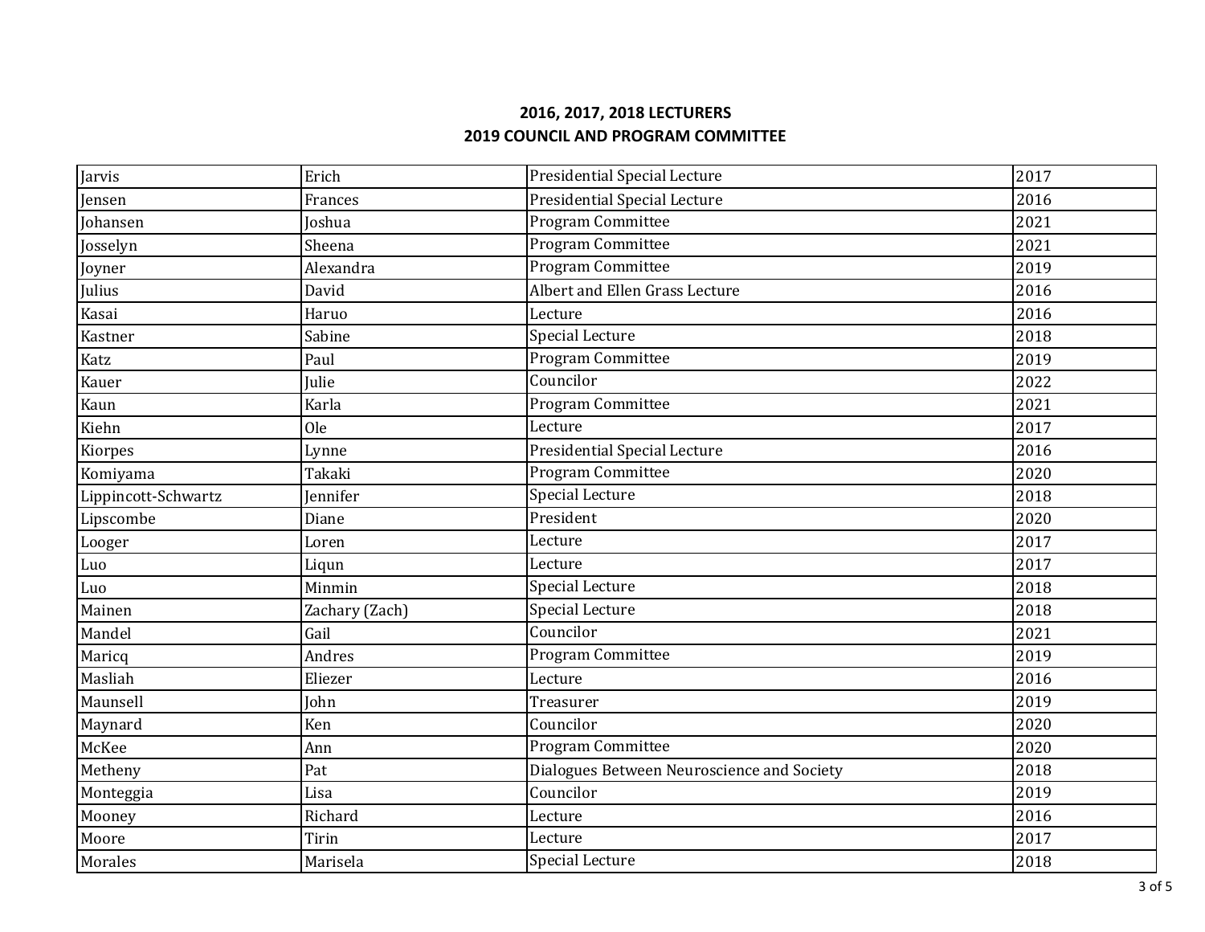**2016, 2017, 2018 LECTURERS**
**2019 COUNCIL AND PROGRAM COMMITTEE**

| | | | |
|---|---|---|---|
| Jarvis | Erich | Presidential Special Lecture | 2017 |
| Jensen | Frances | Presidential Special Lecture | 2016 |
| Johansen | Joshua | Program Committee | 2021 |
| Josselyn | Sheena | Program Committee | 2021 |
| Joyner | Alexandra | Program Committee | 2019 |
| Julius | David | Albert and Ellen Grass Lecture | 2016 |
| Kasai | Haruo | Lecture | 2016 |
| Kastner | Sabine | Special Lecture | 2018 |
| Katz | Paul | Program Committee | 2019 |
| Kauer | Julie | Councilor | 2022 |
| Kaun | Karla | Program Committee | 2021 |
| Kiehn | Ole | Lecture | 2017 |
| Kiorpes | Lynne | Presidential Special Lecture | 2016 |
| Komiyama | Takaki | Program Committee | 2020 |
| Lippincott-Schwartz | Jennifer | Special Lecture | 2018 |
| Lipscombe | Diane | President | 2020 |
| Looger | Loren | Lecture | 2017 |
| Luo | Liqun | Lecture | 2017 |
| Luo | Minmin | Special Lecture | 2018 |
| Mainen | Zachary (Zach) | Special Lecture | 2018 |
| Mandel | Gail | Councilor | 2021 |
| Maricq | Andres | Program Committee | 2019 |
| Masliah | Eliezer | Lecture | 2016 |
| Maunsell | John | Treasurer | 2019 |
| Maynard | Ken | Councilor | 2020 |
| McKee | Ann | Program Committee | 2020 |
| Metheny | Pat | Dialogues Between Neuroscience and Society | 2018 |
| Monteggia | Lisa | Councilor | 2019 |
| Mooney | Richard | Lecture | 2016 |
| Moore | Tirin | Lecture | 2017 |
| Morales | Marisela | Special Lecture | 2018 |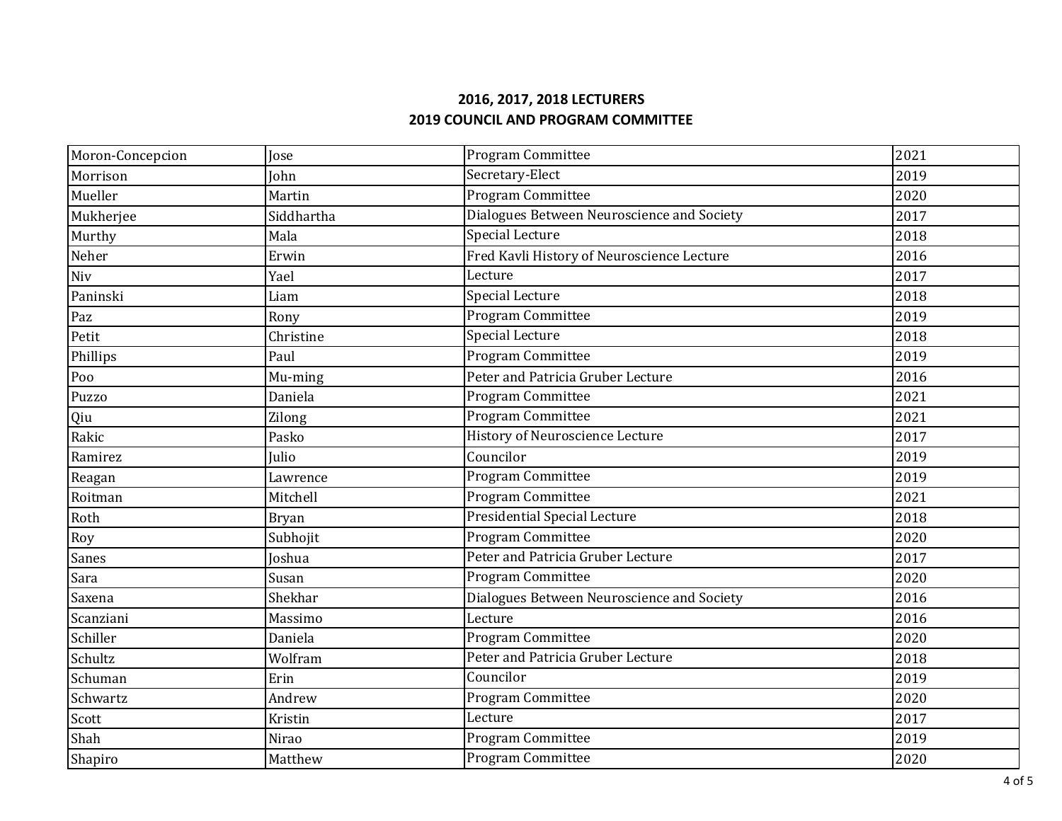## 2016, 2017, 2018 LECTURERS
## 2019 COUNCIL AND PROGRAM COMMITTEE

| | | | |
|---|---|---|---|
| Moron-Concepcion | Jose | Program Committee | 2021 |
| Morrison | John | Secretary-Elect | 2019 |
| Mueller | Martin | Program Committee | 2020 |
| Mukherjee | Siddhartha | Dialogues Between Neuroscience and Society | 2017 |
| Murthy | Mala | Special Lecture | 2018 |
| Neher | Erwin | Fred Kavli History of Neuroscience Lecture | 2016 |
| Niv | Yael | Lecture | 2017 |
| Paninski | Liam | Special Lecture | 2018 |
| Paz | Rony | Program Committee | 2019 |
| Petit | Christine | Special Lecture | 2018 |
| Phillips | Paul | Program Committee | 2019 |
| Poo | Mu-ming | Peter and Patricia Gruber Lecture | 2016 |
| Puzzo | Daniela | Program Committee | 2021 |
| Qiu | Zilong | Program Committee | 2021 |
| Rakic | Pasko | History of Neuroscience Lecture | 2017 |
| Ramirez | Julio | Councilor | 2019 |
| Reagan | Lawrence | Program Committee | 2019 |
| Roitman | Mitchell | Program Committee | 2021 |
| Roth | Bryan | Presidential Special Lecture | 2018 |
| Roy | Subhojit | Program Committee | 2020 |
| Sanes | Joshua | Peter and Patricia Gruber Lecture | 2017 |
| Sara | Susan | Program Committee | 2020 |
| Saxena | Shekhar | Dialogues Between Neuroscience and Society | 2016 |
| Scanziani | Massimo | Lecture | 2016 |
| Schiller | Daniela | Program Committee | 2020 |
| Schultz | Wolfram | Peter and Patricia Gruber Lecture | 2018 |
| Schuman | Erin | Councilor | 2019 |
| Schwartz | Andrew | Program Committee | 2020 |
| Scott | Kristin | Lecture | 2017 |
| Shah | Nirao | Program Committee | 2019 |
| Shapiro | Matthew | Program Committee | 2020 |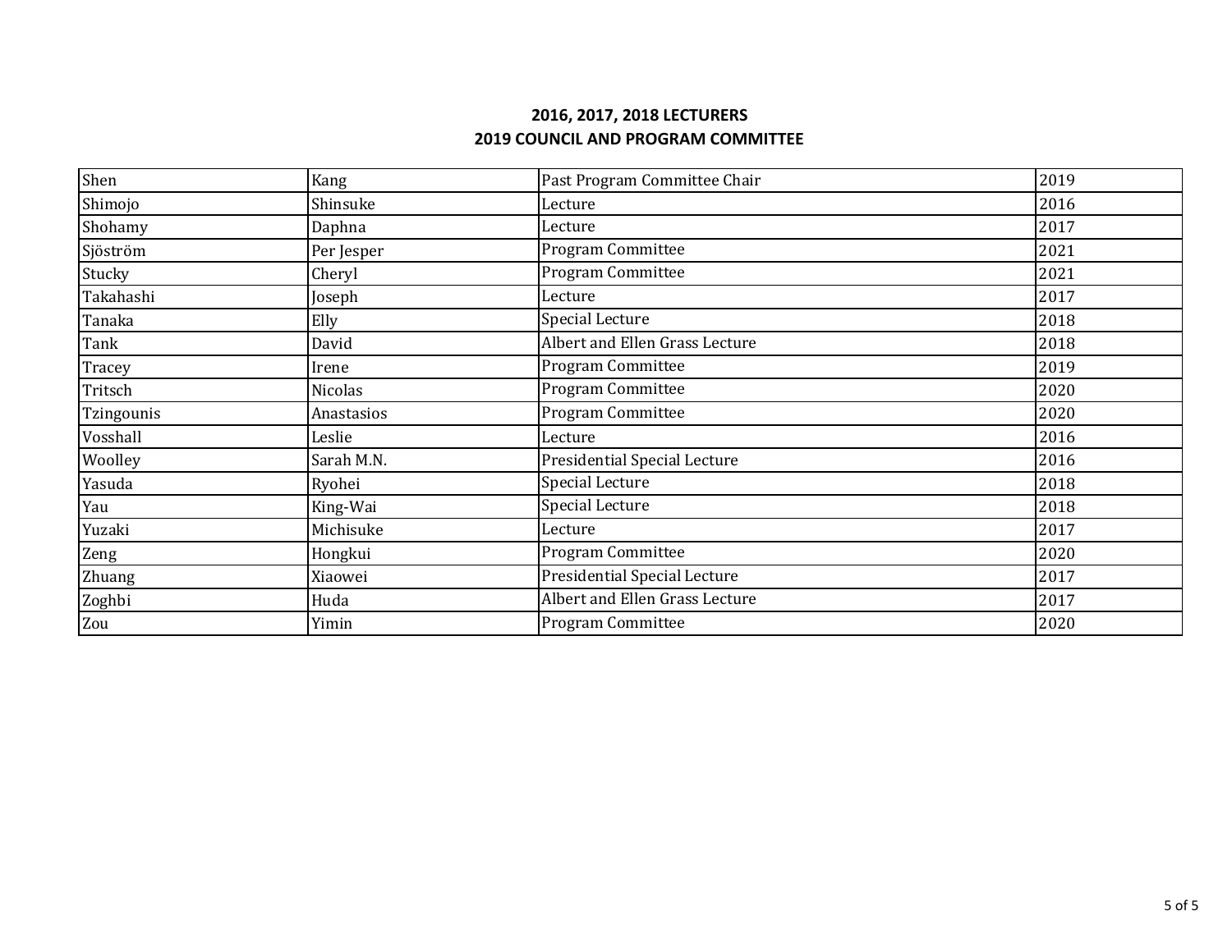**2016, 2017, 2018 LECTURERS**
**2019 COUNCIL AND PROGRAM COMMITTEE**

| | | | |
|---|---|---|---|
| Shen | Kang | Past Program Committee Chair | 2019 |
| Shimojo | Shinsuke | Lecture | 2016 |
| Shohamy | Daphna | Lecture | 2017 |
| Sjöström | Per Jesper | Program Committee | 2021 |
| Stucky | Cheryl | Program Committee | 2021 |
| Takahashi | Joseph | Lecture | 2017 |
| Tanaka | Elly | Special Lecture | 2018 |
| Tank | David | Albert and Ellen Grass Lecture | 2018 |
| Tracey | Irene | Program Committee | 2019 |
| Tritsch | Nicolas | Program Committee | 2020 |
| Tzingounis | Anastasios | Program Committee | 2020 |
| Vosshall | Leslie | Lecture | 2016 |
| Woolley | Sarah M.N. | Presidential Special Lecture | 2016 |
| Yasuda | Ryohei | Special Lecture | 2018 |
| Yau | King-Wai | Special Lecture | 2018 |
| Yuzaki | Michisuke | Lecture | 2017 |
| Zeng | Hongkui | Program Committee | 2020 |
| Zhuang | Xiaowei | Presidential Special Lecture | 2017 |
| Zoghbi | Huda | Albert and Ellen Grass Lecture | 2017 |
| Zou | Yimin | Program Committee | 2020 |